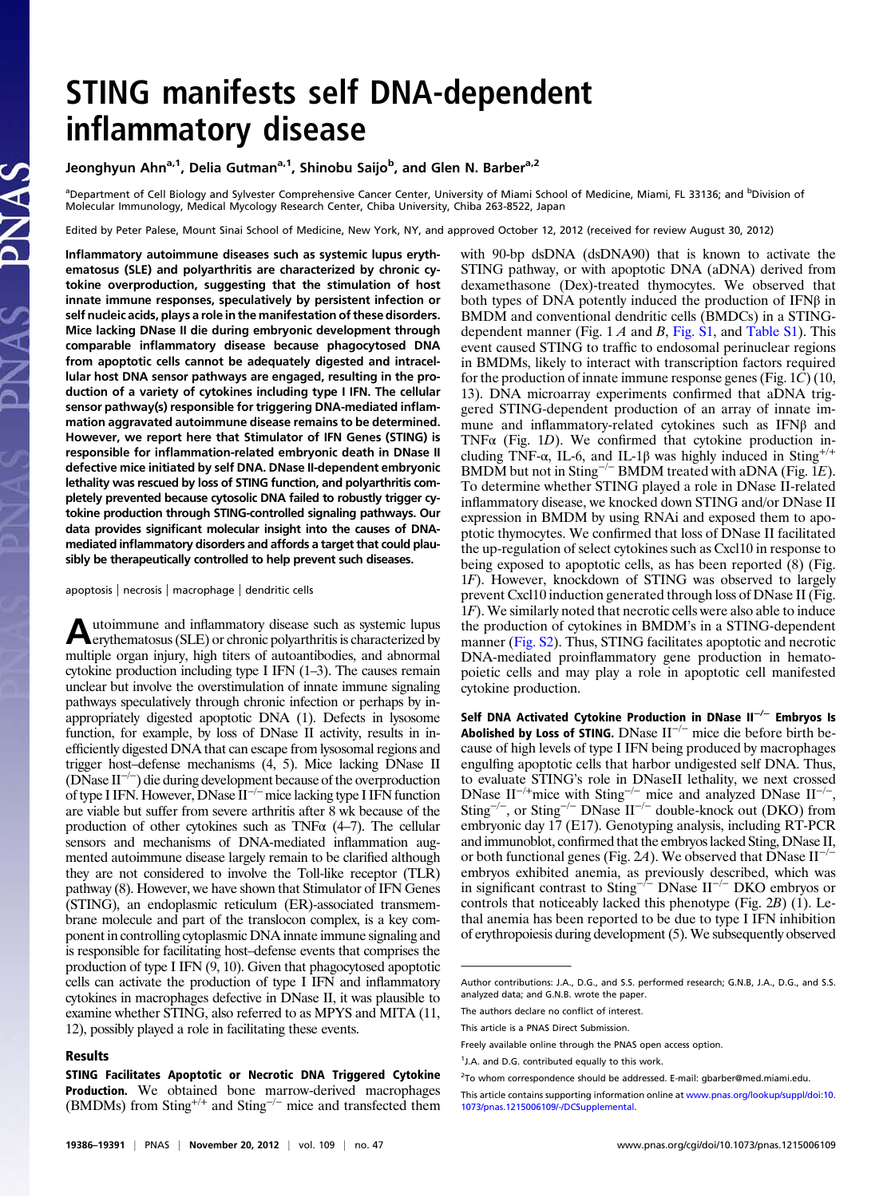# STING manifests self DNA-dependent inflammatory disease

**Jeonghyun Ahn[a,1], Delia Gutman[a,1], Shinobu Saijo[b], and Glen N. Barber[a,2]**

[a]Department of Cell Biology and Sylvester Comprehensive Cancer Center, University of Miami School of Medicine, Miami, FL 33136; and [b]Division of Molecular Immunology, Medical Mycology Research Center, Chiba University, Chiba 263-8522, Japan

Edited by Peter Palese, Mount Sinai School of Medicine, New York, NY, and approved October 12, 2012 (received for review August 30, 2012)

**Inflammatory autoimmune diseases such as systemic lupus erythematosus (SLE) and polyarthritis are characterized by chronic cytokine overproduction, suggesting that the stimulation of host innate immune responses, speculatively by persistent infection or self nucleic acids, plays a role in the manifestation of these disorders. Mice lacking DNase II die during embryonic development through comparable inflammatory disease because phagocytosed DNA from apoptotic cells cannot be adequately digested and intracellular host DNA sensor pathways are engaged, resulting in the production of a variety of cytokines including type I IFN. The cellular sensor pathway(s) responsible for triggering DNA-mediated inflammation aggravated autoimmune disease remains to be determined. However, we report here that Stimulator of IFN Genes (STING) is responsible for inflammation-related embryonic death in DNase II defective mice initiated by self DNA. DNase II-dependent embryonic lethality was rescued by loss of STING function, and polyarthritis completely prevented because cytosolic DNA failed to robustly trigger cytokine production through STING-controlled signaling pathways. Our data provides significant molecular insight into the causes of DNA-mediated inflammatory disorders and affords a target that could plausibly be therapeutically controlled to help prevent such diseases.**

apoptosis | necrosis | macrophage | dendritic cells

Autoimmune and inflammatory disease such as systemic lupus erythematosus (SLE) or chronic polyarthritis is characterized by multiple organ injury, high titers of autoantibodies, and abnormal cytokine production including type I IFN (1–3). The causes remain unclear but involve the overstimulation of innate immune signaling pathways speculatively through chronic infection or perhaps by inappropriately digested apoptotic DNA (1). Defects in lysosome function, for example, by loss of DNase II activity, results in inefficiently digested DNA that can escape from lysosomal regions and trigger host–defense mechanisms (4, 5). Mice lacking DNase II (DNase II$^{-/-}$) die during development because of the overproduction of type I IFN. However, DNase II$^{-/-}$ mice lacking type I IFN function are viable but suffer from severe arthritis after 8 wk because of the production of other cytokines such as TNFα (4–7). The cellular sensors and mechanisms of DNA-mediated inflammation augmented autoimmune disease largely remain to be clarified although they are not considered to involve the Toll-like receptor (TLR) pathway (8). However, we have shown that Stimulator of IFN Genes (STING), an endoplasmic reticulum (ER)-associated transmembrane molecule and part of the translocon complex, is a key component in controlling cytoplasmic DNA innate immune signaling and is responsible for facilitating host–defense events that comprises the production of type I IFN (9, 10). Given that phagocytosed apoptotic cells can activate the production of type I IFN and inflammatory cytokines in macrophages defective in DNase II, it was plausible to examine whether STING, also referred to as MPYS and MITA (11, 12), possibly played a role in facilitating these events.

## Results

**STING Facilitates Apoptotic or Necrotic DNA Triggered Cytokine Production.** We obtained bone marrow-derived macrophages (BMDMs) from Sting$^{+/+}$ and Sting$^{-/-}$ mice and transfected them with 90-bp dsDNA (dsDNA90) that is known to activate the STING pathway, or with apoptotic DNA (aDNA) derived from dexamethasone (Dex)-treated thymocytes. We observed that both types of DNA potently induced the production of IFNβ in BMDM and conventional dendritic cells (BMDCs) in a STING-dependent manner (Fig. 1 *A* and *B*, Fig. S1, and Table S1). This event caused STING to traffic to endosomal perinuclear regions in BMDMs, likely to interact with transcription factors required for the production of innate immune response genes (Fig. 1*C*) (10, 13). DNA microarray experiments confirmed that aDNA triggered STING-dependent production of an array of innate immune and inflammatory-related cytokines such as IFNβ and TNFα (Fig. 1*D*). We confirmed that cytokine production including TNF-α, IL-6, and IL-1β was highly induced in Sting$^{+/+}$ BMDM but not in Sting$^{-/-}$ BMDM treated with aDNA (Fig. 1*E*). To determine whether STING played a role in DNase II-related inflammatory disease, we knocked down STING and/or DNase II expression in BMDM by using RNAi and exposed them to apoptotic thymocytes. We confirmed that loss of DNase II facilitated the up-regulation of select cytokines such as Cxcl10 in response to being exposed to apoptotic cells, as has been reported (8) (Fig. 1*F*). However, knockdown of STING was observed to largely prevent Cxcl10 induction generated through loss of DNase II (Fig. 1*F*). We similarly noted that necrotic cells were also able to induce the production of cytokines in BMDM's in a STING-dependent manner (Fig. S2). Thus, STING facilitates apoptotic and necrotic DNA-mediated proinflammatory gene production in hematopoietic cells and may play a role in apoptotic cell manifested cytokine production.

**Self DNA Activated Cytokine Production in DNase II$^{-/-}$ Embryos Is Abolished by Loss of STING.** DNase II$^{-/-}$ mice die before birth because of high levels of type I IFN being produced by macrophages engulfing apoptotic cells that harbor undigested self DNA. Thus, to evaluate STING's role in DNaseII lethality, we next crossed DNase II$^{-/+}$mice with Sting$^{-/-}$ mice and analyzed DNase II$^{-/-}$, Sting$^{-/-}$, or Sting$^{-/-}$ DNase II$^{-/-}$ double-knock out (DKO) from embryonic day 17 (E17). Genotyping analysis, including RT-PCR and immunoblot, confirmed that the embryos lacked Sting, DNase II, or both functional genes (Fig. 2*A*). We observed that DNase II$^{-/-}$ embryos exhibited anemia, as previously described, which was in significant contrast to Sting$^{-/-}$ DNase II$^{-/-}$ DKO embryos or controls that noticeably lacked this phenotype (Fig. 2*B*) (1). Lethal anemia has been reported to be due to type I IFN inhibition of erythropoiesis during development (5). We subsequently observed

---

Author contributions: J.A., D.G., and S.S. performed research; G.N.B, J.A., D.G., and S.S. analyzed data; and G.N.B. wrote the paper.

The authors declare no conflict of interest.

This article is a PNAS Direct Submission.

Freely available online through the PNAS open access option.

[1]J.A. and D.G. contributed equally to this work.

[2]To whom correspondence should be addressed. E-mail: gbarber@med.miami.edu.

This article contains supporting information online at www.pnas.org/lookup/suppl/doi:10.1073/pnas.1215006109/-/DCSupplemental.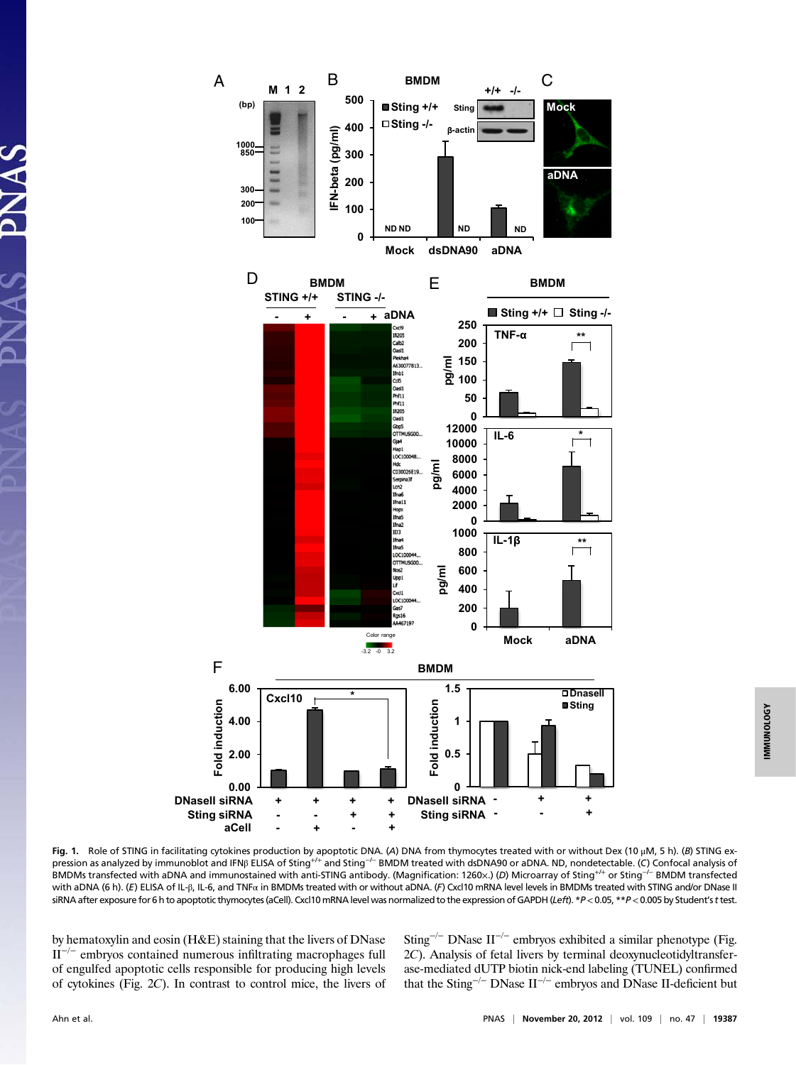**Fig. 1.** Role of STING in facilitating cytokines production by apoptotic DNA. (*A*) DNA from thymocytes treated with or without Dex (10 μM, 5 h). (*B*) STING expression as analyzed by immunoblot and IFNβ ELISA of $Sting^{+/+}$ and $Sting^{-/-}$ BMDM treated with dsDNA90 or aDNA. ND, nondetectable. (*C*) Confocal analysis of BMDMs transfected with aDNA and immunostained with anti-STING antibody. (Magnification: 1260×.) (*D*) Microarray of $Sting^{+/+}$ or $Sting^{-/-}$ BMDM transfected with aDNA (6 h). (*E*) ELISA of IL-β, IL-6, and TNFα in BMDMs treated with or without aDNA. (*F*) Cxcl10 mRNA level levels in BMDMs treated with STING and/or DNase II siRNA after exposure for 6 h to apoptotic thymocytes (aCell). Cxcl10 mRNA level was normalized to the expression of GAPDH (*Left*). \*$P < 0.05$, \*\*$P < 0.005$ by Student's *t* test.

by hematoxylin and eosin (H&E) staining that the livers of DNase $II^{-/-}$ embryos contained numerous infiltrating macrophages full of engulfed apoptotic cells responsible for producing high levels of cytokines (Fig. 2*C*). In contrast to control mice, the livers of $Sting^{-/-}$ DNase $II^{-/-}$ embryos exhibited a similar phenotype (Fig. 2*C*). Analysis of fetal livers by terminal deoxynucleotidyltransferase-mediated dUTP biotin nick-end labeling (TUNEL) confirmed that the $Sting^{-/-}$ DNase $II^{-/-}$ embryos and DNase II-deficient but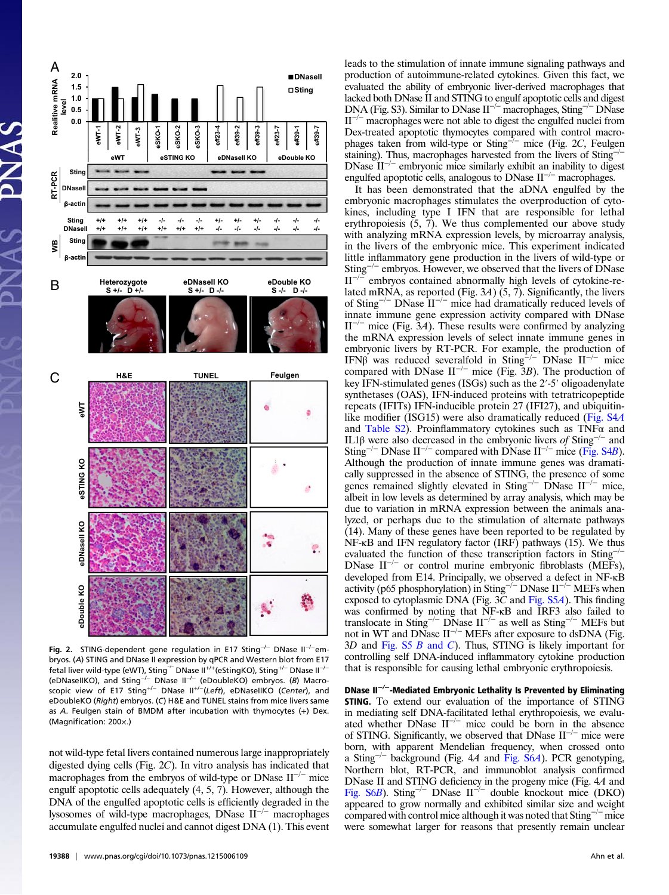Fig. 2. STING-dependent gene regulation in E17 Sting$^{-/-}$ DNase II$^{-/-}$ embryos. (A) STING and DNase II expression by qPCR and Western blot from E17 fetal liver wild-type (eWT), Sting$^{-/-}$ DNase II$^{+/+}$(eStingKO), Sting$^{+/-}$ DNase II$^{-/-}$ (eDNaseIIKO), and Sting$^{-/-}$ DNase II$^{-/-}$ (eDoubleKO) embryos. (B) Macroscopic view of E17 Sting$^{+/-}$ DNase II$^{+/-}$(Left), eDNaseIIKO (Center), and eDoubleKO (Right) embryos. (C) H&E and TUNEL stains from mice livers same as A. Feulgen stain of BMDM after incubation with thymocytes (+) Dex. (Magnification: 200×.)

not wild-type fetal livers contained numerous large inappropriately digested dying cells (Fig. 2C). In vitro analysis has indicated that macrophages from the embryos of wild-type or DNase II$^{-/-}$ mice engulf apoptotic cells adequately (4, 5, 7). However, although the DNA of the engulfed apoptotic cells is efficiently degraded in the lysosomes of wild-type macrophages, DNase II$^{-/-}$ macrophages accumulate engulfed nuclei and cannot digest DNA (1). This event leads to the stimulation of innate immune signaling pathways and production of autoimmune-related cytokines. Given this fact, we evaluated the ability of embryonic liver-derived macrophages that lacked both DNase II and STING to engulf apoptotic cells and digest DNA (Fig. S3). Similar to DNase II$^{-/-}$ macrophages, Sting$^{-/-}$ DNase II$^{-/-}$ macrophages were not able to digest the engulfed nuclei from Dex-treated apoptotic thymocytes compared with control macrophages taken from wild-type or Sting$^{-/-}$ mice (Fig. 2C, Feulgen staining). Thus, macrophages harvested from the livers of Sting$^{-/-}$ DNase II$^{-/-}$ embryonic mice similarly exhibit an inability to digest engulfed apoptotic cells, analogous to DNase II$^{-/-}$ macrophages.

It has been demonstrated that the aDNA engulfed by the embryonic macrophages stimulates the overproduction of cytokines, including type I IFN that are responsible for lethal erythropoiesis (5, 7). We thus complemented our above study with analyzing mRNA expression levels, by microarray analysis, in the livers of the embryonic mice. This experiment indicated little inflammatory gene production in the livers of wild-type or Sting$^{-/-}$ embryos. However, we observed that the livers of DNase II$^{-/-}$ embryos contained abnormally high levels of cytokine-related mRNA, as reported (Fig. 3A) (5, 7). Significantly, the livers of Sting$^{-/-}$ DNase II$^{-/-}$ mice had dramatically reduced levels of innate immune gene expression activity compared with DNase II$^{-/-}$ mice (Fig. 3A). These results were confirmed by analyzing the mRNA expression levels of select innate immune genes in embryonic livers by RT-PCR. For example, the production of IFNβ was reduced severalfold in Sting$^{-/-}$ DNase II$^{-/-}$ mice compared with DNase II$^{-/-}$ mice (Fig. 3B). The production of key IFN-stimulated genes (ISGs) such as the 2′-5′ oligoadenylate synthetases (OAS), IFN-induced proteins with tetratricopeptide repeats (IFITs) IFN-inducible protein 27 (IFI27), and ubiquitin-like modifier (ISG15) were also dramatically reduced (Fig. S4A and Table S2). Proinflammatory cytokines such as TNFα and IL1β were also decreased in the embryonic livers *of* Sting$^{-/-}$ and Sting$^{-/-}$ DNase II$^{-/-}$ compared with DNase II$^{-/-}$ mice (Fig. S4B). Although the production of innate immune genes was dramatically suppressed in the absence of STING, the presence of some genes remained slightly elevated in Sting$^{-/-}$ DNase II$^{-/-}$ mice, albeit in low levels as determined by array analysis, which may be due to variation in mRNA expression between the animals analyzed, or perhaps due to the stimulation of alternate pathways (14). Many of these genes have been reported to be regulated by NF-κB and IFN regulatory factor (IRF) pathways (15). We thus evaluated the function of these transcription factors in Sting$^{-/-}$ DNase II$^{-/-}$ or control murine embryonic fibroblasts (MEFs), developed from E14. Principally, we observed a defect in NF-κB activity (p65 phosphorylation) in Sting$^{-/-}$ DNase II$^{-/-}$ MEFs when exposed to cytoplasmic DNA (Fig. 3C and Fig. S5A). This finding was confirmed by noting that NF-κB and IRF3 also failed to translocate in Sting$^{-/-}$ DNase II$^{-/-}$ as well as Sting$^{-/-}$ MEFs but not in WT and DNase II$^{-/-}$ MEFs after exposure to dsDNA (Fig. 3D and Fig. S5 B and C). Thus, STING is likely important for controlling self DNA-induced inflammatory cytokine production that is responsible for causing lethal embryonic erythropoiesis.

**DNase II$^{-/-}$-Mediated Embryonic Lethality Is Prevented by Eliminating STING.** To extend our evaluation of the importance of STING in mediating self DNA-facilitated lethal erythropoiesis, we evaluated whether DNase II$^{-/-}$ mice could be born in the absence of STING. Significantly, we observed that DNase II$^{-/-}$ mice were born, with apparent Mendelian frequency, when crossed onto a Sting$^{-/-}$ background (Fig. 4A and Fig. S6A). PCR genotyping, Northern blot, RT-PCR, and immunoblot analysis confirmed DNase II and STING deficiency in the progeny mice (Fig. 4A and Fig. S6B). Sting$^{-/-}$ DNase II$^{-/-}$ double knockout mice (DKO) appeared to grow normally and exhibited similar size and weight compared with control mice although it was noted that Sting$^{-/-}$ mice were somewhat larger for reasons that presently remain unclear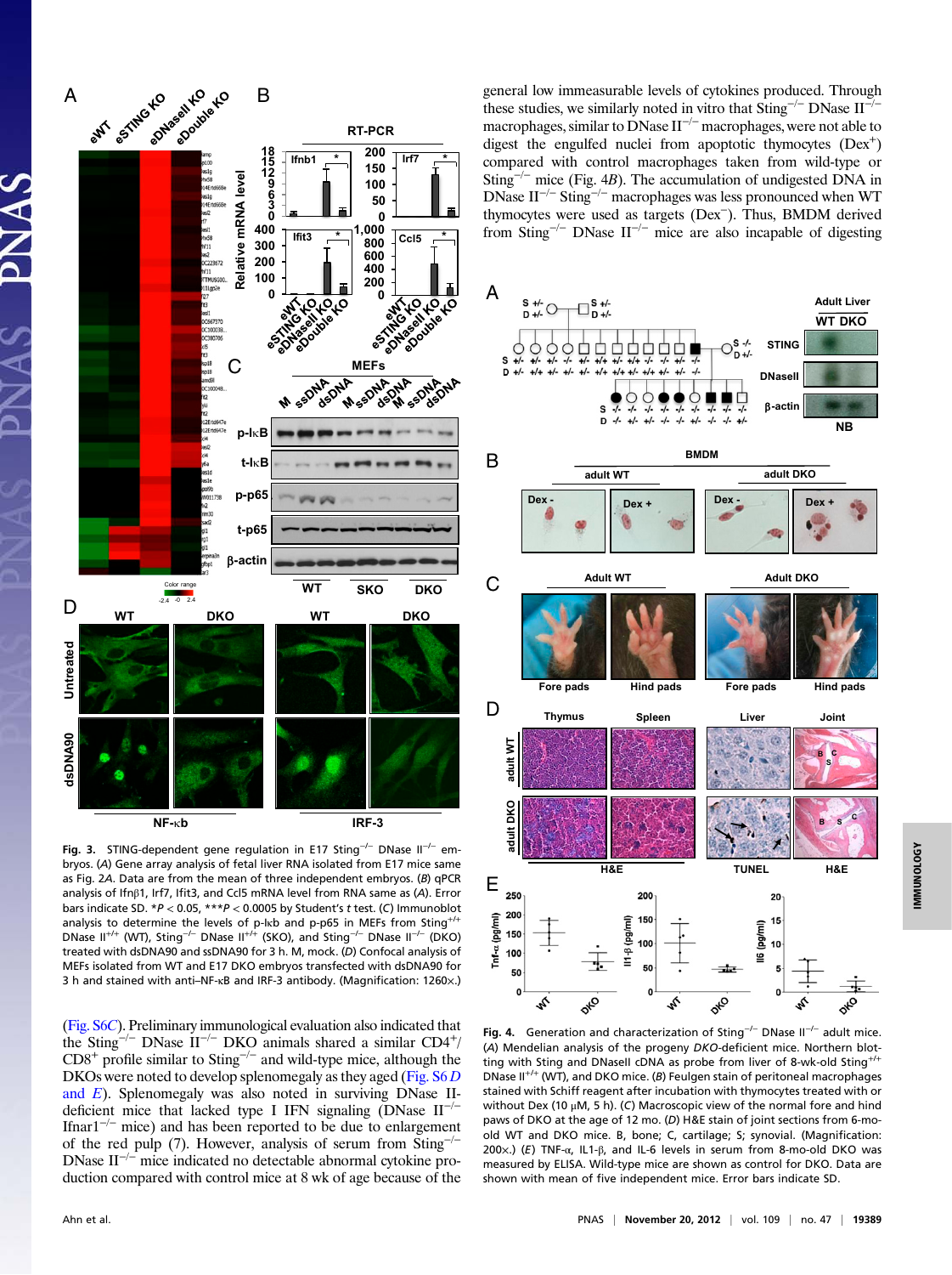Fig. 3. STING-dependent gene regulation in E17 Sting$^{-/-}$ DNase II$^{-/-}$ embryos. (A) Gene array analysis of fetal liver RNA isolated from E17 mice same as Fig. 2A. Data are from the mean of three independent embryos. (B) qPCR analysis of Ifnβ1, Irf7, Ifit3, and Ccl5 mRNA level from RNA same as (A). Error bars indicate SD. *$P < 0.05$, ***$P < 0.0005$ by Student's t test. (C) Immunoblot analysis to determine the levels of p-Iκb and p-p65 in MEFs from Sting$^{+/+}$ DNase II$^{+/+}$ (WT), Sting$^{-/-}$ DNase II$^{+/+}$ (SKO), and Sting$^{-/-}$ DNase II$^{-/-}$ (DKO) treated with dsDNA90 and ssDNA90 for 3 h. M, mock. (D) Confocal analysis of MEFs isolated from WT and E17 DKO embryos transfected with dsDNA90 for 3 h and stained with anti–NF-κB and IRF-3 antibody. (Magnification: 1260×.)

(Fig. S6C). Preliminary immunological evaluation also indicated that the Sting$^{-/-}$ DNase II$^{-/-}$ DKO animals shared a similar CD4$^{+}$/CD8$^{+}$ profile similar to Sting$^{-/-}$ and wild-type mice, although the DKOs were noted to develop splenomegaly as they aged (Fig. S6 D and E). Splenomegaly was also noted in surviving DNase II-deficient mice that lacked type I IFN signaling (DNase II$^{-/-}$ Ifnar1$^{-/-}$ mice) and has been reported to be due to enlargement of the red pulp (7). However, analysis of serum from Sting$^{-/-}$ DNase II$^{-/-}$ mice indicated no detectable abnormal cytokine production compared with control mice at 8 wk of age because of the general low immeasurable levels of cytokines produced. Through these studies, we similarly noted in vitro that Sting$^{-/-}$ DNase II$^{-/-}$ macrophages, similar to DNase II$^{-/-}$ macrophages, were not able to digest the engulfed nuclei from apoptotic thymocytes (Dex$^{+}$) compared with control macrophages taken from wild-type or Sting$^{-/-}$ mice (Fig. 4B). The accumulation of undigested DNA in DNase II$^{-/-}$ Sting$^{-/-}$ macrophages was less pronounced when WT thymocytes were used as targets (Dex$^{-}$). Thus, BMDM derived from Sting$^{-/-}$ DNase II$^{-/-}$ mice are also incapable of digesting

Fig. 4. Generation and characterization of Sting$^{-/-}$ DNase II$^{-/-}$ adult mice. (A) Mendelian analysis of the progeny DKO-deficient mice. Northern blotting with Sting and DNaseII cDNA as probe from liver of 8-wk-old Sting$^{+/+}$ DNase II$^{+/+}$ (WT), and DKO mice. (B) Feulgen stain of peritoneal macrophages stained with Schiff reagent after incubation with thymocytes treated with or without Dex (10 μM, 5 h). (C) Macroscopic view of the normal fore and hind paws of DKO at the age of 12 mo. (D) H&E stain of joint sections from 6-mo-old WT and DKO mice. B, bone; C, cartilage; S; synovial. (Magnification: 200×.) (E) TNF-α, IL1-β, and IL-6 levels in serum from 8-mo-old DKO was measured by ELISA. Wild-type mice are shown as control for DKO. Data are shown with mean of five independent mice. Error bars indicate SD.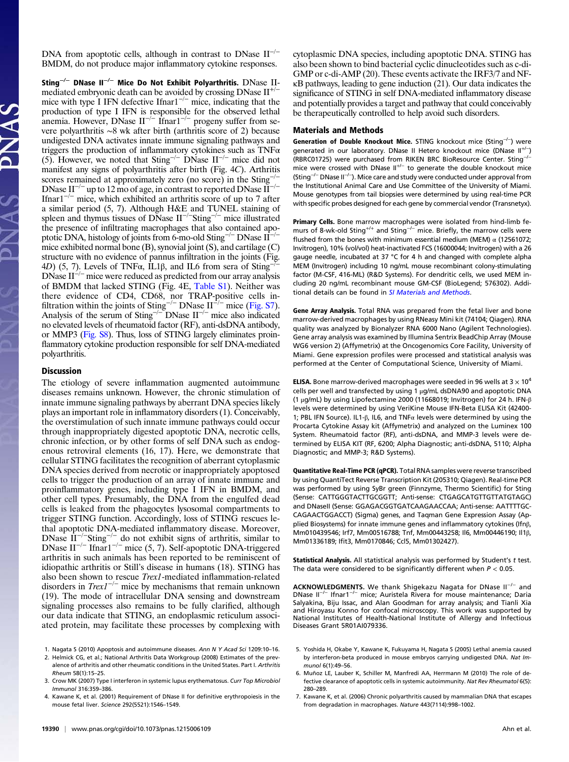DNA from apoptotic cells, although in contrast to DNase $II^{-/-}$ BMDM, do not produce major inflammatory cytokine responses.

**$Sting^{-/-}$ DNase $II^{-/-}$ Mice Do Not Exhibit Polyarthritis.** DNase II-mediated embryonic death can be avoided by crossing DNase $II^{+/-}$ mice with type I IFN defective $Ifnar1^{-/-}$ mice, indicating that the production of type I IFN is responsible for the observed lethal anemia. However, DNase $II^{-/-}$ $Ifnar1^{-/-}$ progeny suffer from severe polyarthritis ∼8 wk after birth (arthritis score of 2) because undigested DNA activates innate immune signaling pathways and triggers the production of inflammatory cytokines such as TNFα (5). However, we noted that $Sting^{-/-}$ DNase $II^{-/-}$ mice did not manifest any signs of polyarthritis after birth (Fig. 4*C*). Arthritis scores remained at approximately zero (no score) in the $Sting^{-/-}$ DNase $II^{-/-}$ up to 12 mo of age, in contrast to reported DNase $II^{-/-}$ $Ifnar1^{-/-}$ mice, which exhibited an arthritis score of up to 7 after a similar period (5, 7). Although H&E and TUNEL staining of spleen and thymus tissues of DNase $II^{-/-}Sting^{-/-}$ mice illustrated the presence of infiltrating macrophages that also contained apoptotic DNA, histology of joints from 6-mo-old $Sting^{-/-}$ DNase $II^{-/-}$ mice exhibited normal bone (B), synovial joint (S), and cartilage (C) structure with no evidence of pannus infiltration in the joints (Fig. 4*D*) (5, 7). Levels of TNFα, IL1β, and IL6 from sera of $Sting^{-/-}$ DNase $II^{-/-}$ mice were reduced as predicted from our array analysis of BMDM that lacked STING (Fig. 4*E*, Table S1). Neither was there evidence of CD4, CD68, nor TRAP-positive cells infiltration within the joints of $Sting^{-/-}$ DNase $II^{-/-}$ mice (Fig. S7). Analysis of the serum of $Sting^{-/-}$ DNase $II^{-/-}$ mice also indicated no elevated levels of rheumatoid factor (RF), anti-dsDNA antibody, or MMP3 (Fig. S8). Thus, loss of STING largely eliminates proinflammatory cytokine production responsible for self DNA-mediated polyarthritis.

## Discussion

The etiology of severe inflammation augmented autoimmune diseases remains unknown. However, the chronic stimulation of innate immune signaling pathways by aberrant DNA species likely plays an important role in inflammatory disorders (1). Conceivably, the overstimulation of such innate immune pathways could occur through inappropriately digested apoptotic DNA, necrotic cells, chronic infection, or by other forms of self DNA such as endogenous retroviral elements (16, 17). Here, we demonstrate that cellular STING facilitates the recognition of aberrant cytoplasmic DNA species derived from necrotic or inappropriately apoptosed cells to trigger the production of an array of innate immune and proinflammatory genes, including type I IFN in BMDM, and other cell types. Presumably, the DNA from the engulfed dead cells is leaked from the phagocytes lysosomal compartments to trigger STING function. Accordingly, loss of STING rescues lethal apoptotic DNA-mediated inflammatory disease. Moreover, DNase $II^{-/-}Sting^{-/-}$ do not exhibit signs of arthritis, similar to DNase $II^{-/-}$ $Ifnar1^{-/-}$ mice (5, 7). Self-apoptotic DNA-triggered arthritis in such animals has been reported to be reminiscent of idiopathic arthritis or Still's disease in humans (18). STING has also been shown to rescue *Trex1*-mediated inflammation-related disorders in $Trex1^{-/-}$ mice by mechanisms that remain unknown (19). The mode of intracellular DNA sensing and downstream signaling processes also remains to be fully clarified, although our data indicate that STING, an endoplasmic reticulum associated protein, may facilitate these processes by complexing with cytoplasmic DNA species, including apoptotic DNA. STING has also been shown to bind bacterial cyclic dinucleotides such as c-di-GMP or c-di-AMP (20). These events activate the IRF3/7 and NF-κB pathways, leading to gene induction (21). Our data indicates the significance of STING in self DNA-mediated inflammatory disease and potentially provides a target and pathway that could conceivably be therapeutically controlled to help avoid such disorders.

## Materials and Methods

**Generation of Double Knockout Mice.** STING knockout mice ($Sting^{-/-}$) were generated in our laboratory. DNase II Hetero knockout mice (DNase $II^{+/-}$) (RBRC01725) were purchased from RIKEN BRC BioResource Center. $Sting^{-/-}$ mice were crossed with DNase $II^{+/-}$ to generate the double knockout mice ($Sting^{-/-}$ DNase $II^{-/-}$). Mice care and study were conducted under approval from the Institutional Animal Care and Use Committee of the University of Miami. Mouse genotypes from tail biopsies were determined by using real-time PCR with specific probes designed for each gene by commercial vendor (Transnetyx).

**Primary Cells.** Bone marrow macrophages were isolated from hind-limb femurs of 8-wk-old $Sting^{+/+}$ and $Sting^{-/-}$ mice. Briefly, the marrow cells were flushed from the bones with minimum essential medium (MEM) α (12561072; Invitrogen), 10% (vol/vol) heat-inactivated FCS (16000044; Invitrogen) with a 26 gauge needle, incubated at 37 °C for 4 h and changed with complete alpha MEM (Invitrogen) including 10 ng/mL mouse recombinant colony-stimulating factor (M-CSF, 416-ML) (R&D Systems). For dendritic cells, we used MEM including 20 ng/mL recombinant mouse GM-CSF (BioLegend; 576302). Additional details can be found in *SI Materials and Methods*.

**Gene Array Analysis.** Total RNA was prepared from the fetal liver and bone marrow-derived macrophages by using RNeasy Mini kit (74104; Qiagen). RNA quality was analyzed by Bionalyzer RNA 6000 Nano (Agilent Technologies). Gene array analysis was examined by Illumina Sentrix BeadChip Array (Mouse WG6 version 2) (Affymetrix) at the Oncogenomics Core Facility, University of Miami. Gene expression profiles were processed and statistical analysis was performed at the Center of Computational Science, University of Miami.

**ELISA.** Bone marrow-derived macrophages were seeded in 96 wells at $3 \times 10^4$ cells per well and transfected by using 1 μg/mL dsDNA90 and apoptotic DNA (1 μg/mL) by using Lipofectamine 2000 (11668019; Invitrogen) for 24 h. IFN-β levels were determined by using VeriKine Mouse IFN-Beta ELISA Kit (42400-1; PBL IFN Source). IL1-β, IL6, and TNFα levels were determined by using the Procarta Cytokine Assay kit (Affymetrix) and analyzed on the Luminex 100 System. Rheumatoid factor (RF), anti-dsDNA, and MMP-3 levels were determined by ELISA KIT (RF, 6200; Alpha Diagnostic; anti-dsDNA, 5110; Alpha Diagnostic; and MMP-3; R&D Systems).

**Quantitative Real-Time PCR (qPCR).** Total RNA samples were reverse transcribed by using QuantiTect Reverse Transcription Kit (205310; Qiagen). Real-time PCR was performed by using SyBr green (Finnzyme, Thermo Scientific) for Sting (Sense: CATTGGGTACTTGCGGTT; Anti-sense: CTGAGCATGTTGTTATGTAGC) and DNaseII (Sense: GGAGACGGTGATCAAGAACCAA; Anti-sense: AATTTTGCCAGAACTGGACCT) (Sigma) genes, and Taqman Gene Expression Assay (Applied Biosystems) for innate immune genes and inflammatory cytokines (Ifnβ, Mm010439546; Irf7, Mm00516788; Tnf, Mm00443258; Il6, Mm00446190; Il1β, Mm01336189; Ifit3, Mm0170846; Ccl5, Mm01302427).

**Statistical Analysis.** All statistical analysis was performed by Student's *t* test. The data were considered to be significantly different when $P < 0.05$.

**ACKNOWLEDGMENTS.** We thank Shigekazu Nagata for DNase $II^{-/-}$ and DNase $II^{-/-}$ $Ifnar1^{-/-}$ mice; Auristela Rivera for mouse maintenance; Daria Salyakina, Biju Issac, and Alan Goodman for array analysis; and Tianli Xia and Hiroyasu Konno for confocal microscopy. This work was supported by National Institutes of Health-National Institute of Allergy and Infectious Diseases Grant 5R01AI079336.

1. Nagata S (2010) Apoptosis and autoimmune diseases. *Ann N Y Acad Sci* 1209:10–16.
2. Helmick CG, et al.; National Arthritis Data Workgroup (2008) Estimates of the prevalence of arthritis and other rheumatic conditions in the United States. Part I. *Arthritis Rheum* 58(1):15–25.
3. Crow MK (2007) Type I interferon in systemic lupus erythematosus. *Curr Top Microbiol Immunol* 316:359–386.
4. Kawane K, et al. (2001) Requirement of DNase II for definitive erythropoiesis in the mouse fetal liver. *Science* 292(5521):1546–1549.
5. Yoshida H, Okabe Y, Kawane K, Fukuyama H, Nagata S (2005) Lethal anemia caused by interferon-beta produced in mouse embryos carrying undigested DNA. *Nat Immunol* 6(1):49–56.
6. Muñoz LE, Lauber K, Schiller M, Manfredi AA, Herrmann M (2010) The role of defective clearance of apoptotic cells in systemic autoimmunity. *Nat Rev Rheumatol* 6(5): 280–289.
7. Kawane K, et al. (2006) Chronic polyarthritis caused by mammalian DNA that escapes from degradation in macrophages. *Nature* 443(7114):998–1002.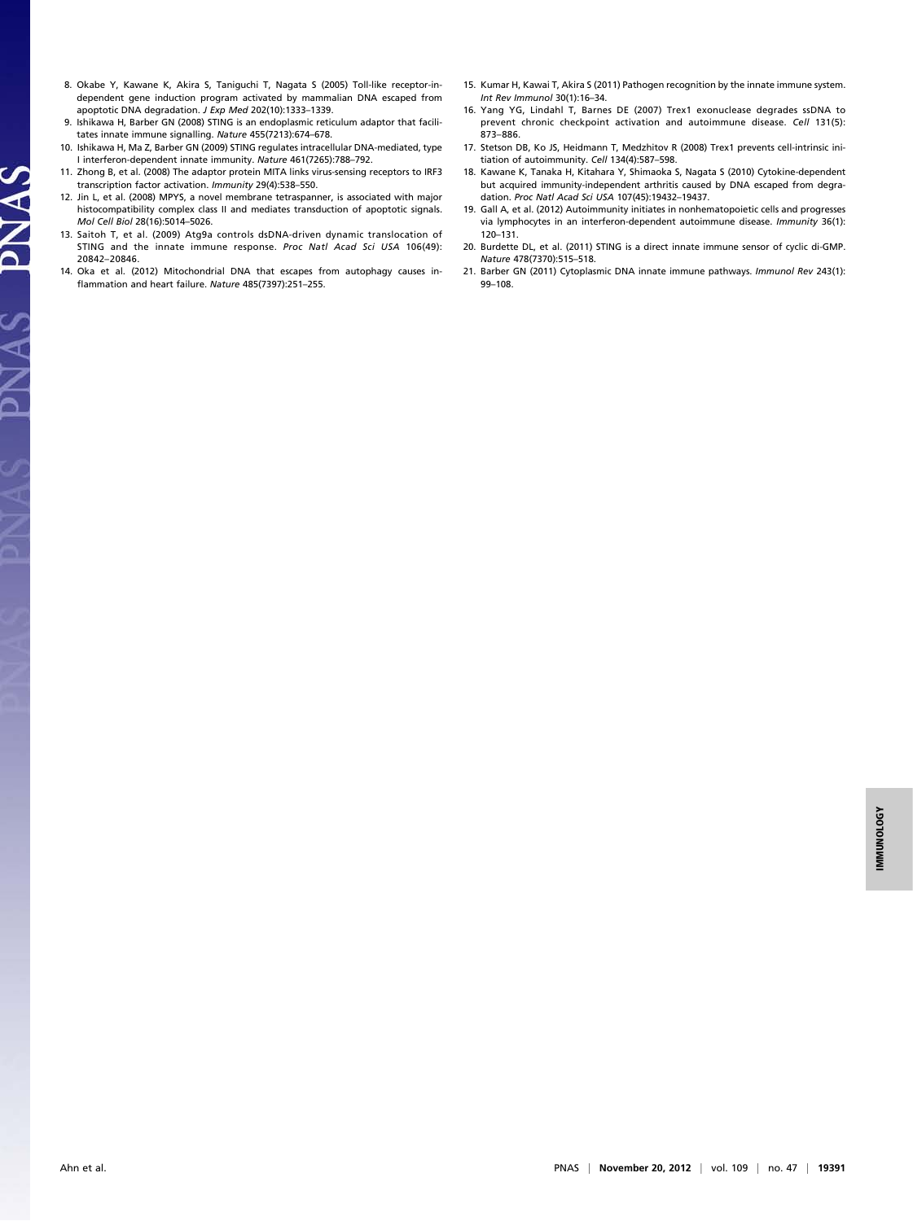8. Okabe Y, Kawane K, Akira S, Taniguchi T, Nagata S (2005) Toll-like receptor-independent gene induction program activated by mammalian DNA escaped from apoptotic DNA degradation. *J Exp Med* 202(10):1333–1339.
9. Ishikawa H, Barber GN (2008) STING is an endoplasmic reticulum adaptor that facilitates innate immune signalling. *Nature* 455(7213):674–678.
10. Ishikawa H, Ma Z, Barber GN (2009) STING regulates intracellular DNA-mediated, type I interferon-dependent innate immunity. *Nature* 461(7265):788–792.
11. Zhong B, et al. (2008) The adaptor protein MITA links virus-sensing receptors to IRF3 transcription factor activation. *Immunity* 29(4):538–550.
12. Jin L, et al. (2008) MPYS, a novel membrane tetraspanner, is associated with major histocompatibility complex class II and mediates transduction of apoptotic signals. *Mol Cell Biol* 28(16):5014–5026.
13. Saitoh T, et al. (2009) Atg9a controls dsDNA-driven dynamic translocation of STING and the innate immune response. *Proc Natl Acad Sci USA* 106(49):20842–20846.
14. Oka et al. (2012) Mitochondrial DNA that escapes from autophagy causes inflammation and heart failure. *Nature* 485(7397):251–255.
15. Kumar H, Kawai T, Akira S (2011) Pathogen recognition by the innate immune system. *Int Rev Immunol* 30(1):16–34.
16. Yang YG, Lindahl T, Barnes DE (2007) Trex1 exonuclease degrades ssDNA to prevent chronic checkpoint activation and autoimmune disease. *Cell* 131(5):873–886.
17. Stetson DB, Ko JS, Heidmann T, Medzhitov R (2008) Trex1 prevents cell-intrinsic initiation of autoimmunity. *Cell* 134(4):587–598.
18. Kawane K, Tanaka H, Kitahara Y, Shimaoka S, Nagata S (2010) Cytokine-dependent but acquired immunity-independent arthritis caused by DNA escaped from degradation. *Proc Natl Acad Sci USA* 107(45):19432–19437.
19. Gall A, et al. (2012) Autoimmunity initiates in nonhematopoietic cells and progresses via lymphocytes in an interferon-dependent autoimmune disease. *Immunity* 36(1):120–131.
20. Burdette DL, et al. (2011) STING is a direct innate immune sensor of cyclic di-GMP. *Nature* 478(7370):515–518.
21. Barber GN (2011) Cytoplasmic DNA innate immune pathways. *Immunol Rev* 243(1):99–108.